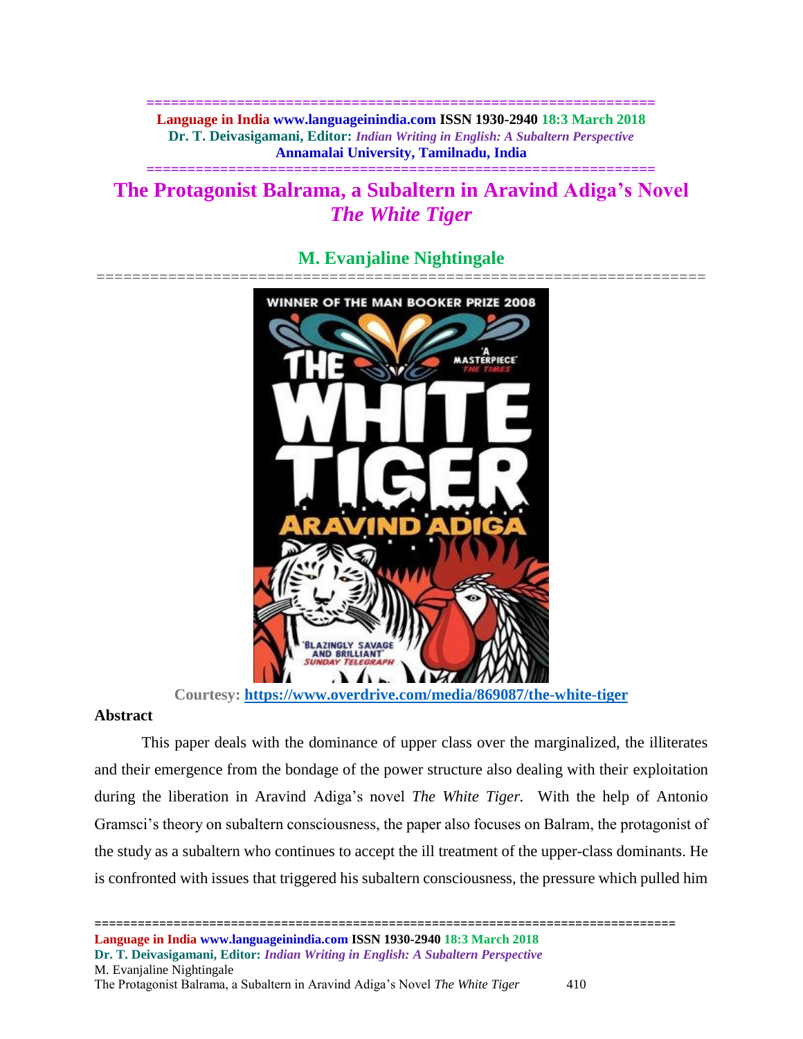# The Protagonist Balrama, a Subaltern in Aravind Adiga's Novel *The White Tiger*

## M. Evanjaline Nightingale

Courtesy: https://www.overdrive.com/media/869087/the-white-tiger

### Abstract

This paper deals with the dominance of upper class over the marginalized, the illiterates and their emergence from the bondage of the power structure also dealing with their exploitation during the liberation in Aravind Adiga's novel *The White Tiger.* With the help of Antonio Gramsci's theory on subaltern consciousness, the paper also focuses on Balram, the protagonist of the study as a subaltern who continues to accept the ill treatment of the upper-class dominants. He is confronted with issues that triggered his subaltern consciousness, the pressure which pulled him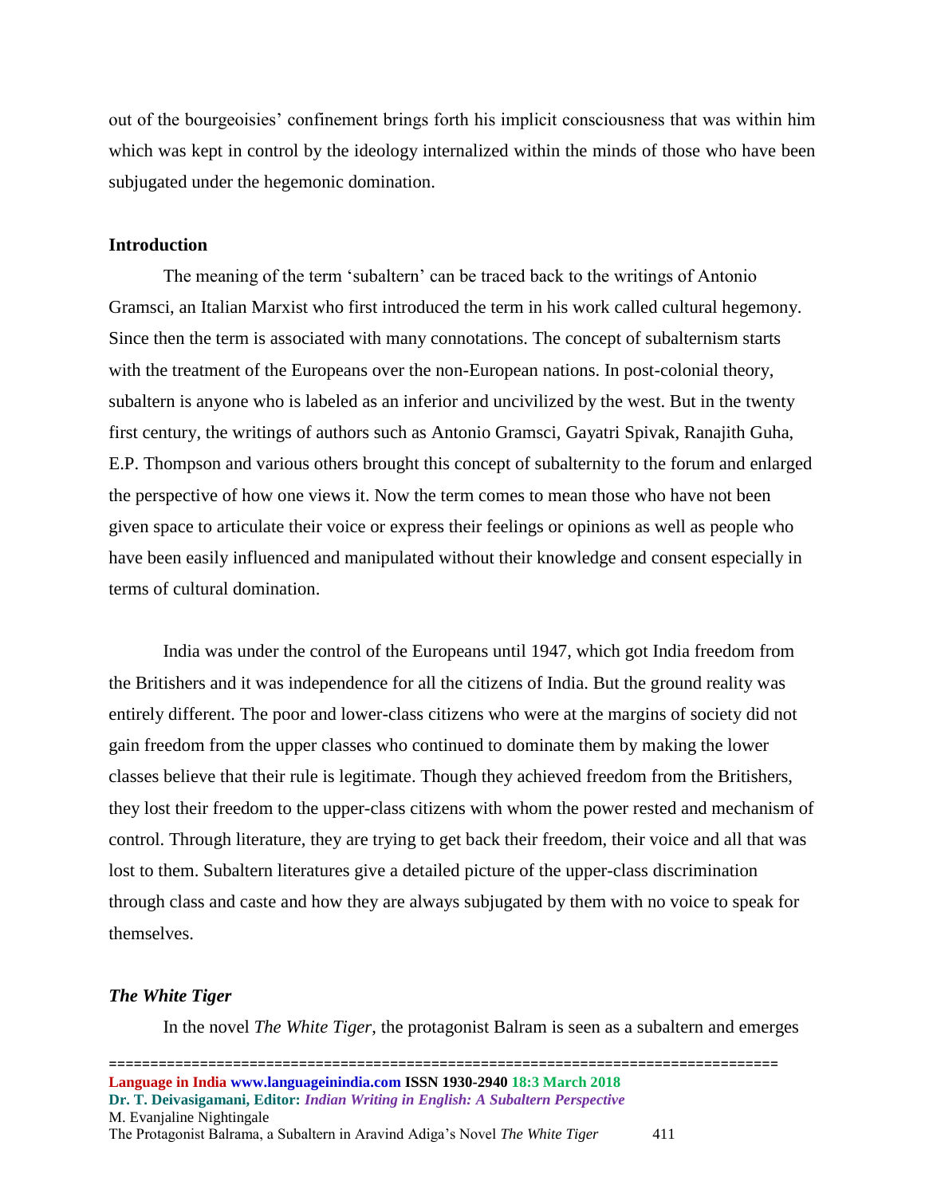out of the bourgeoisies' confinement brings forth his implicit consciousness that was within him which was kept in control by the ideology internalized within the minds of those who have been subjugated under the hegemonic domination.

## Introduction

The meaning of the term 'subaltern' can be traced back to the writings of Antonio Gramsci, an Italian Marxist who first introduced the term in his work called cultural hegemony. Since then the term is associated with many connotations. The concept of subalternism starts with the treatment of the Europeans over the non-European nations. In post-colonial theory, subaltern is anyone who is labeled as an inferior and uncivilized by the west. But in the twenty first century, the writings of authors such as Antonio Gramsci, Gayatri Spivak, Ranajith Guha, E.P. Thompson and various others brought this concept of subalternity to the forum and enlarged the perspective of how one views it. Now the term comes to mean those who have not been given space to articulate their voice or express their feelings or opinions as well as people who have been easily influenced and manipulated without their knowledge and consent especially in terms of cultural domination.

India was under the control of the Europeans until 1947, which got India freedom from the Britishers and it was independence for all the citizens of India. But the ground reality was entirely different. The poor and lower-class citizens who were at the margins of society did not gain freedom from the upper classes who continued to dominate them by making the lower classes believe that their rule is legitimate. Though they achieved freedom from the Britishers, they lost their freedom to the upper-class citizens with whom the power rested and mechanism of control. Through literature, they are trying to get back their freedom, their voice and all that was lost to them. Subaltern literatures give a detailed picture of the upper-class discrimination through class and caste and how they are always subjugated by them with no voice to speak for themselves.

### *The White Tiger*

In the novel *The White Tiger*, the protagonist Balram is seen as a subaltern and emerges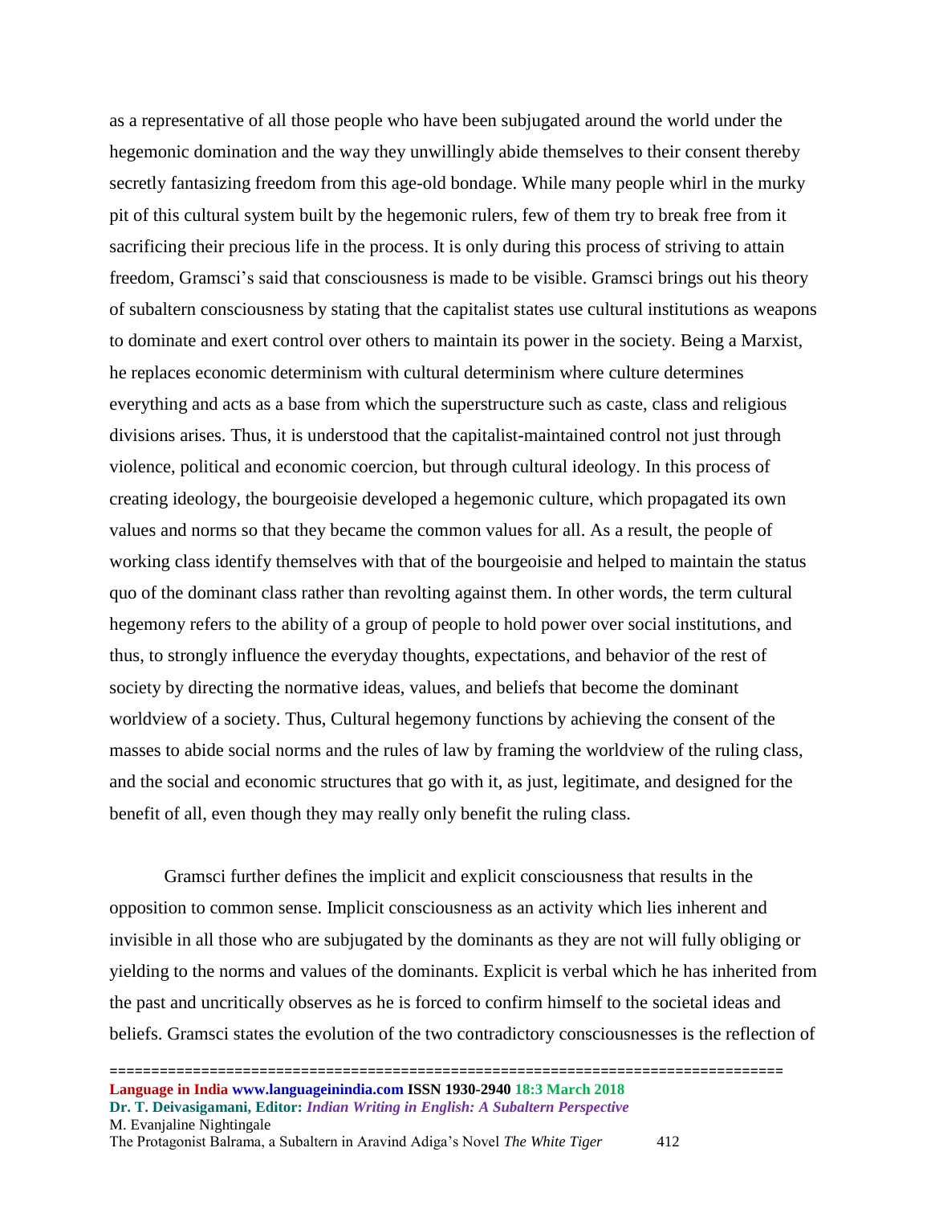as a representative of all those people who have been subjugated around the world under the hegemonic domination and the way they unwillingly abide themselves to their consent thereby secretly fantasizing freedom from this age-old bondage. While many people whirl in the murky pit of this cultural system built by the hegemonic rulers, few of them try to break free from it sacrificing their precious life in the process. It is only during this process of striving to attain freedom, Gramsci's said that consciousness is made to be visible. Gramsci brings out his theory of subaltern consciousness by stating that the capitalist states use cultural institutions as weapons to dominate and exert control over others to maintain its power in the society. Being a Marxist, he replaces economic determinism with cultural determinism where culture determines everything and acts as a base from which the superstructure such as caste, class and religious divisions arises. Thus, it is understood that the capitalist-maintained control not just through violence, political and economic coercion, but through cultural ideology. In this process of creating ideology, the bourgeoisie developed a hegemonic culture, which propagated its own values and norms so that they became the common values for all. As a result, the people of working class identify themselves with that of the bourgeoisie and helped to maintain the status quo of the dominant class rather than revolting against them. In other words, the term cultural hegemony refers to the ability of a group of people to hold power over social institutions, and thus, to strongly influence the everyday thoughts, expectations, and behavior of the rest of society by directing the normative ideas, values, and beliefs that become the dominant worldview of a society. Thus, Cultural hegemony functions by achieving the consent of the masses to abide social norms and the rules of law by framing the worldview of the ruling class, and the social and economic structures that go with it, as just, legitimate, and designed for the benefit of all, even though they may really only benefit the ruling class.

Gramsci further defines the implicit and explicit consciousness that results in the opposition to common sense. Implicit consciousness as an activity which lies inherent and invisible in all those who are subjugated by the dominants as they are not will fully obliging or yielding to the norms and values of the dominants. Explicit is verbal which he has inherited from the past and uncritically observes as he is forced to confirm himself to the societal ideas and beliefs. Gramsci states the evolution of the two contradictory consciousnesses is the reflection of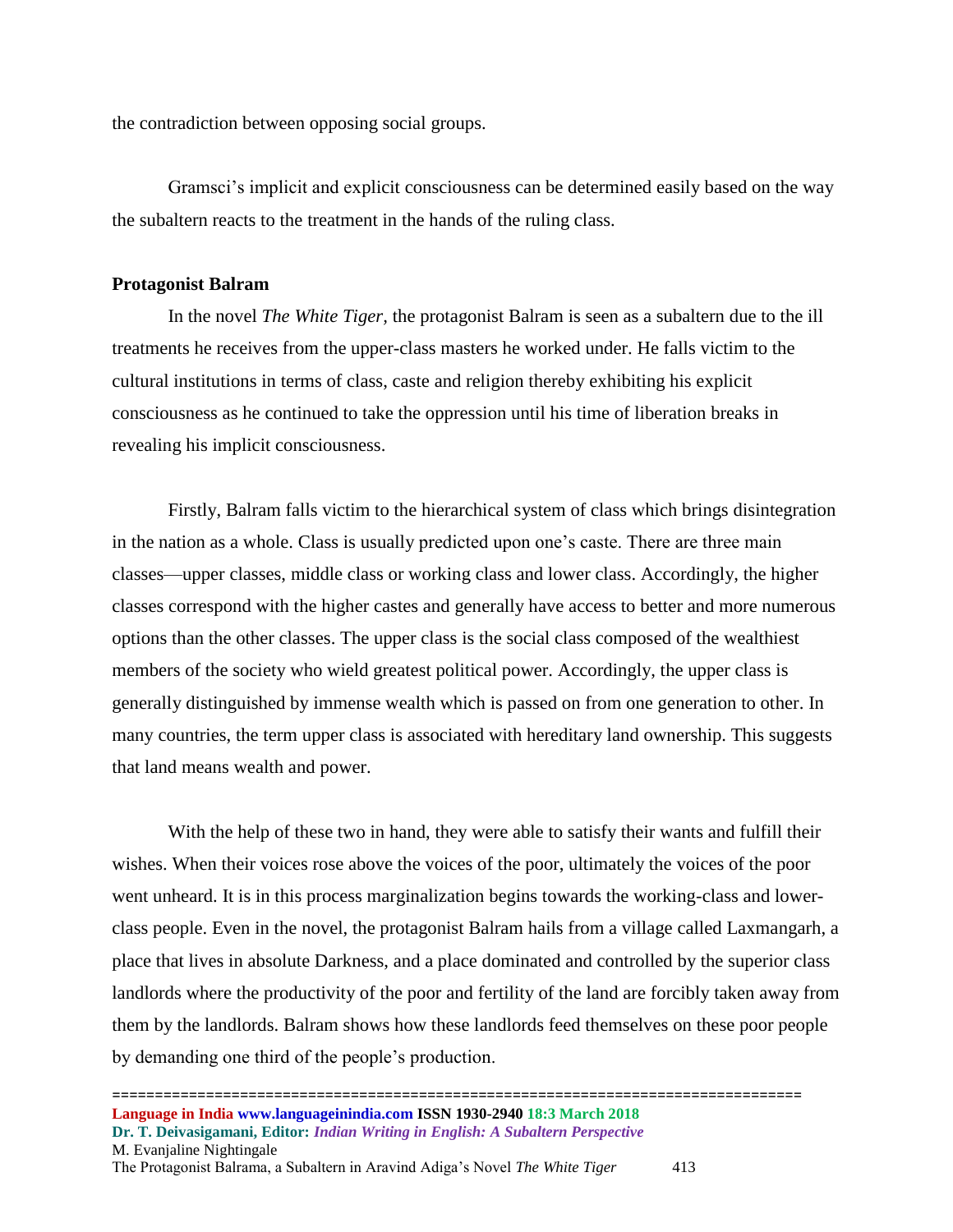the contradiction between opposing social groups.

Gramsci's implicit and explicit consciousness can be determined easily based on the way the subaltern reacts to the treatment in the hands of the ruling class.

**Protagonist Balram**

In the novel *The White Tiger*, the protagonist Balram is seen as a subaltern due to the ill treatments he receives from the upper-class masters he worked under. He falls victim to the cultural institutions in terms of class, caste and religion thereby exhibiting his explicit consciousness as he continued to take the oppression until his time of liberation breaks in revealing his implicit consciousness.

Firstly, Balram falls victim to the hierarchical system of class which brings disintegration in the nation as a whole. Class is usually predicted upon one's caste. There are three main classes—upper classes, middle class or working class and lower class. Accordingly, the higher classes correspond with the higher castes and generally have access to better and more numerous options than the other classes. The upper class is the social class composed of the wealthiest members of the society who wield greatest political power. Accordingly, the upper class is generally distinguished by immense wealth which is passed on from one generation to other. In many countries, the term upper class is associated with hereditary land ownership. This suggests that land means wealth and power.

With the help of these two in hand, they were able to satisfy their wants and fulfill their wishes. When their voices rose above the voices of the poor, ultimately the voices of the poor went unheard. It is in this process marginalization begins towards the working-class and lower-class people. Even in the novel, the protagonist Balram hails from a village called Laxmangarh, a place that lives in absolute Darkness, and a place dominated and controlled by the superior class landlords where the productivity of the poor and fertility of the land are forcibly taken away from them by the landlords. Balram shows how these landlords feed themselves on these poor people by demanding one third of the people's production.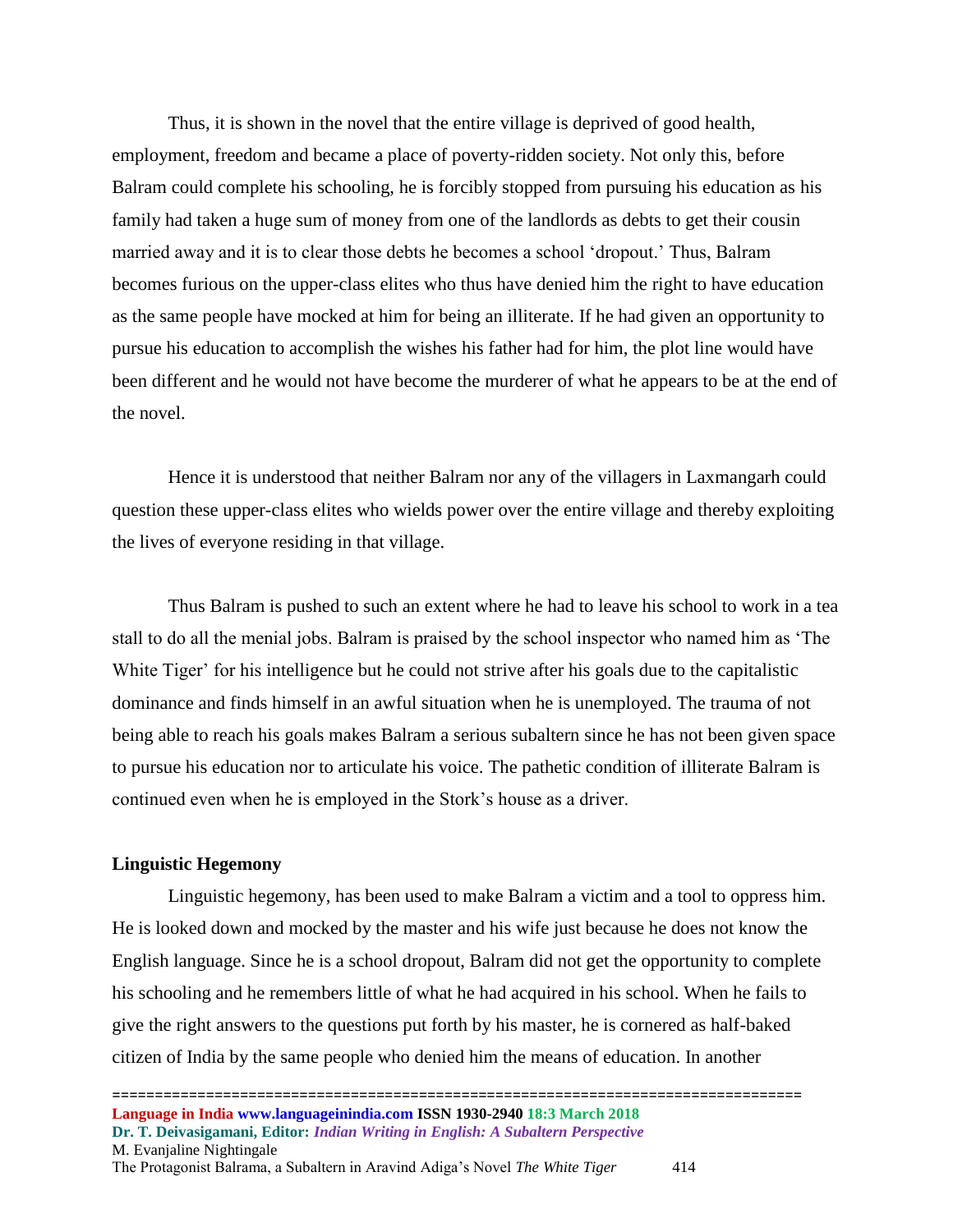Thus, it is shown in the novel that the entire village is deprived of good health, employment, freedom and became a place of poverty-ridden society. Not only this, before Balram could complete his schooling, he is forcibly stopped from pursuing his education as his family had taken a huge sum of money from one of the landlords as debts to get their cousin married away and it is to clear those debts he becomes a school 'dropout.' Thus, Balram becomes furious on the upper-class elites who thus have denied him the right to have education as the same people have mocked at him for being an illiterate. If he had given an opportunity to pursue his education to accomplish the wishes his father had for him, the plot line would have been different and he would not have become the murderer of what he appears to be at the end of the novel.

Hence it is understood that neither Balram nor any of the villagers in Laxmangarh could question these upper-class elites who wields power over the entire village and thereby exploiting the lives of everyone residing in that village.

Thus Balram is pushed to such an extent where he had to leave his school to work in a tea stall to do all the menial jobs. Balram is praised by the school inspector who named him as 'The White Tiger' for his intelligence but he could not strive after his goals due to the capitalistic dominance and finds himself in an awful situation when he is unemployed. The trauma of not being able to reach his goals makes Balram a serious subaltern since he has not been given space to pursue his education nor to articulate his voice. The pathetic condition of illiterate Balram is continued even when he is employed in the Stork's house as a driver.

**Linguistic Hegemony**

Linguistic hegemony, has been used to make Balram a victim and a tool to oppress him. He is looked down and mocked by the master and his wife just because he does not know the English language. Since he is a school dropout, Balram did not get the opportunity to complete his schooling and he remembers little of what he had acquired in his school. When he fails to give the right answers to the questions put forth by his master, he is cornered as half-baked citizen of India by the same people who denied him the means of education. In another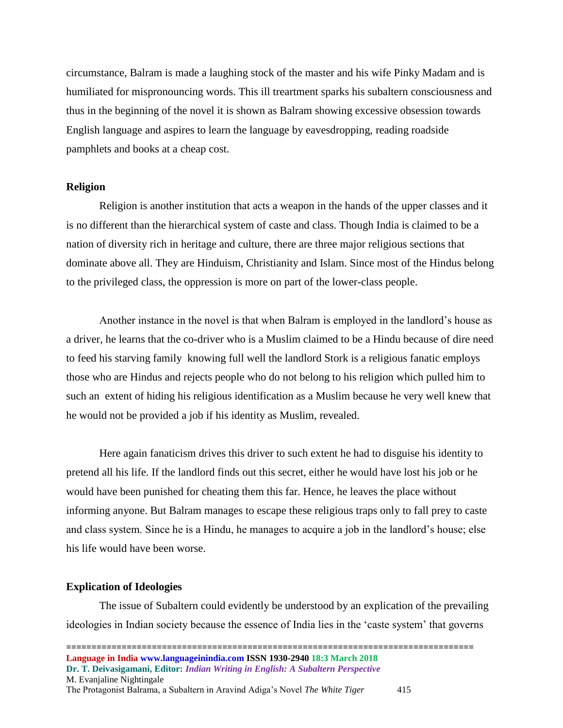circumstance, Balram is made a laughing stock of the master and his wife Pinky Madam and is humiliated for mispronouncing words. This ill treartment sparks his subaltern consciousness and thus in the beginning of the novel it is shown as Balram showing excessive obsession towards English language and aspires to learn the language by eavesdropping, reading roadside pamphlets and books at a cheap cost.

### Religion

Religion is another institution that acts a weapon in the hands of the upper classes and it is no different than the hierarchical system of caste and class. Though India is claimed to be a nation of diversity rich in heritage and culture, there are three major religious sections that dominate above all. They are Hinduism, Christianity and Islam. Since most of the Hindus belong to the privileged class, the oppression is more on part of the lower-class people.

Another instance in the novel is that when Balram is employed in the landlord's house as a driver, he learns that the co-driver who is a Muslim claimed to be a Hindu because of dire need to feed his starving family knowing full well the landlord Stork is a religious fanatic employs those who are Hindus and rejects people who do not belong to his religion which pulled him to such an extent of hiding his religious identification as a Muslim because he very well knew that he would not be provided a job if his identity as Muslim, revealed.

Here again fanaticism drives this driver to such extent he had to disguise his identity to pretend all his life. If the landlord finds out this secret, either he would have lost his job or he would have been punished for cheating them this far. Hence, he leaves the place without informing anyone. But Balram manages to escape these religious traps only to fall prey to caste and class system. Since he is a Hindu, he manages to acquire a job in the landlord's house; else his life would have been worse.

### Explication of Ideologies

The issue of Subaltern could evidently be understood by an explication of the prevailing ideologies in Indian society because the essence of India lies in the 'caste system' that governs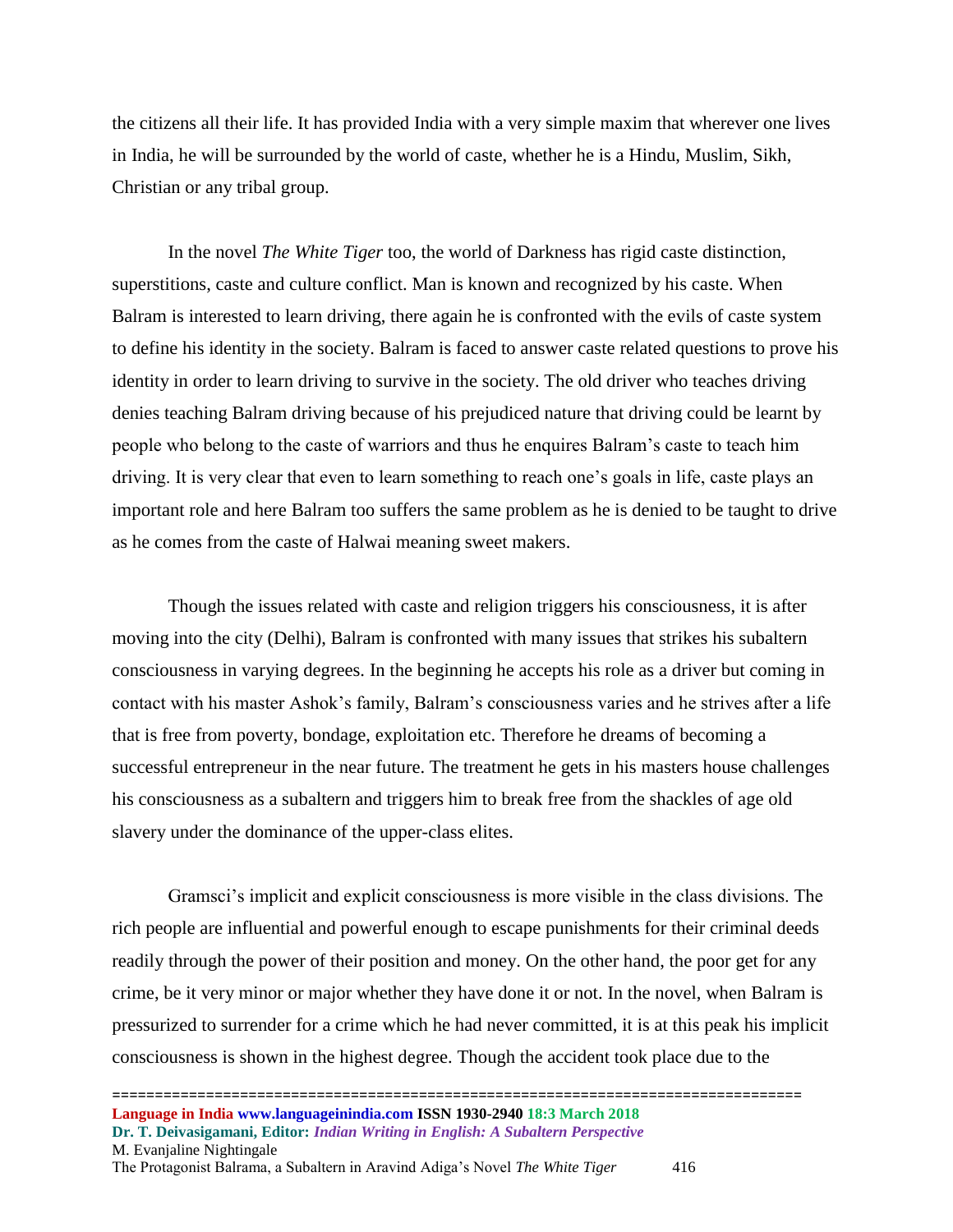the citizens all their life. It has provided India with a very simple maxim that wherever one lives in India, he will be surrounded by the world of caste, whether he is a Hindu, Muslim, Sikh, Christian or any tribal group.

In the novel *The White Tiger* too, the world of Darkness has rigid caste distinction, superstitions, caste and culture conflict. Man is known and recognized by his caste. When Balram is interested to learn driving, there again he is confronted with the evils of caste system to define his identity in the society. Balram is faced to answer caste related questions to prove his identity in order to learn driving to survive in the society. The old driver who teaches driving denies teaching Balram driving because of his prejudiced nature that driving could be learnt by people who belong to the caste of warriors and thus he enquires Balram's caste to teach him driving. It is very clear that even to learn something to reach one's goals in life, caste plays an important role and here Balram too suffers the same problem as he is denied to be taught to drive as he comes from the caste of Halwai meaning sweet makers.

Though the issues related with caste and religion triggers his consciousness, it is after moving into the city (Delhi), Balram is confronted with many issues that strikes his subaltern consciousness in varying degrees. In the beginning he accepts his role as a driver but coming in contact with his master Ashok's family, Balram's consciousness varies and he strives after a life that is free from poverty, bondage, exploitation etc. Therefore he dreams of becoming a successful entrepreneur in the near future. The treatment he gets in his masters house challenges his consciousness as a subaltern and triggers him to break free from the shackles of age old slavery under the dominance of the upper-class elites.

Gramsci's implicit and explicit consciousness is more visible in the class divisions. The rich people are influential and powerful enough to escape punishments for their criminal deeds readily through the power of their position and money. On the other hand, the poor get for any crime, be it very minor or major whether they have done it or not. In the novel, when Balram is pressurized to surrender for a crime which he had never committed, it is at this peak his implicit consciousness is shown in the highest degree. Though the accident took place due to the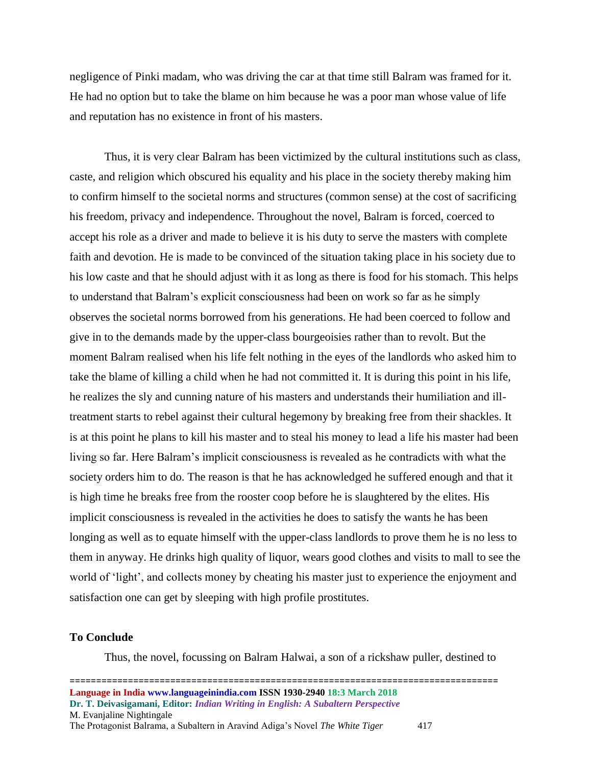negligence of Pinki madam, who was driving the car at that time still Balram was framed for it. He had no option but to take the blame on him because he was a poor man whose value of life and reputation has no existence in front of his masters.

Thus, it is very clear Balram has been victimized by the cultural institutions such as class, caste, and religion which obscured his equality and his place in the society thereby making him to confirm himself to the societal norms and structures (common sense) at the cost of sacrificing his freedom, privacy and independence. Throughout the novel, Balram is forced, coerced to accept his role as a driver and made to believe it is his duty to serve the masters with complete faith and devotion. He is made to be convinced of the situation taking place in his society due to his low caste and that he should adjust with it as long as there is food for his stomach. This helps to understand that Balram's explicit consciousness had been on work so far as he simply observes the societal norms borrowed from his generations. He had been coerced to follow and give in to the demands made by the upper-class bourgeoisies rather than to revolt. But the moment Balram realised when his life felt nothing in the eyes of the landlords who asked him to take the blame of killing a child when he had not committed it. It is during this point in his life, he realizes the sly and cunning nature of his masters and understands their humiliation and ill-treatment starts to rebel against their cultural hegemony by breaking free from their shackles. It is at this point he plans to kill his master and to steal his money to lead a life his master had been living so far. Here Balram's implicit consciousness is revealed as he contradicts with what the society orders him to do. The reason is that he has acknowledged he suffered enough and that it is high time he breaks free from the rooster coop before he is slaughtered by the elites. His implicit consciousness is revealed in the activities he does to satisfy the wants he has been longing as well as to equate himself with the upper-class landlords to prove them he is no less to them in anyway. He drinks high quality of liquor, wears good clothes and visits to mall to see the world of 'light', and collects money by cheating his master just to experience the enjoyment and satisfaction one can get by sleeping with high profile prostitutes.

## To Conclude

Thus, the novel, focussing on Balram Halwai, a son of a rickshaw puller, destined to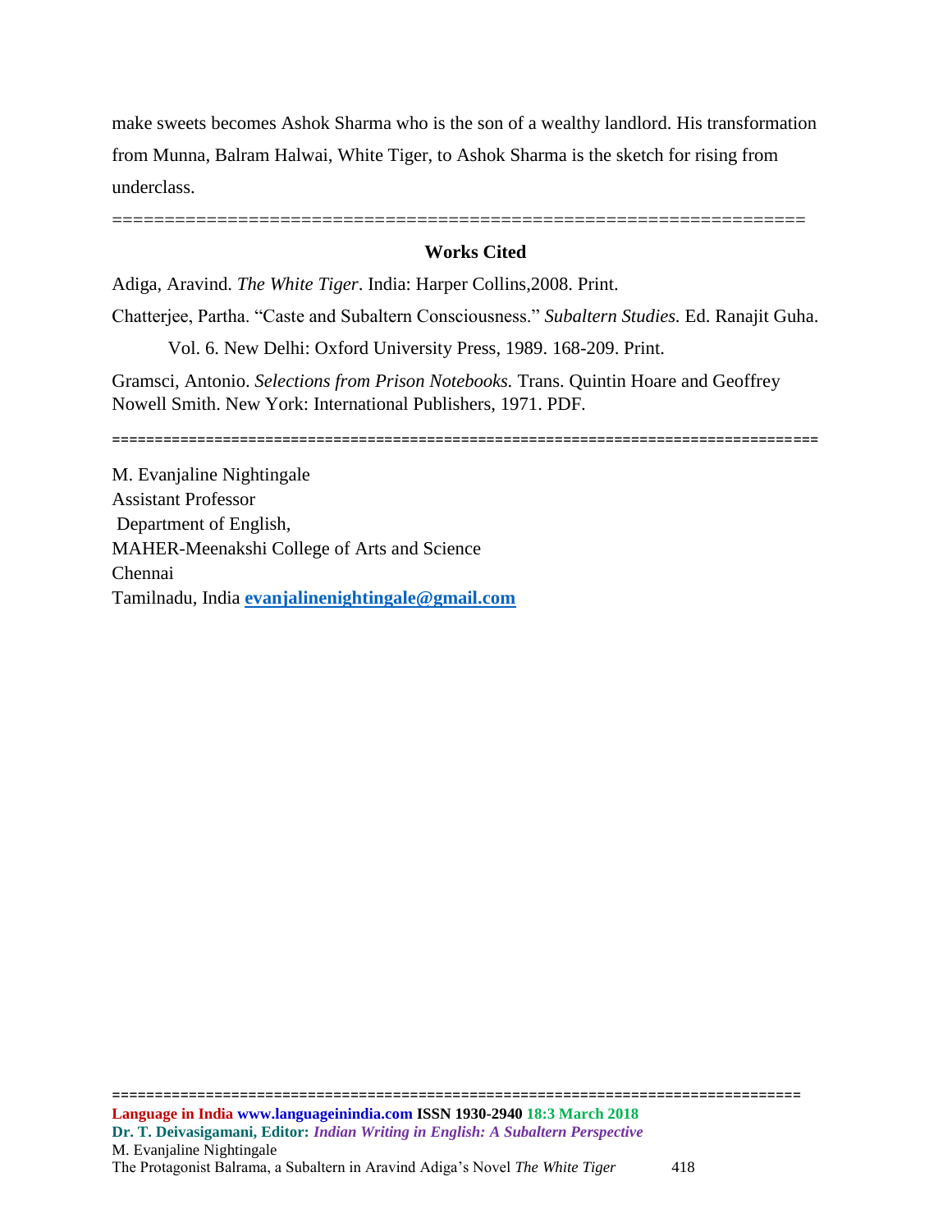make sweets becomes Ashok Sharma who is the son of a wealthy landlord. His transformation from Munna, Balram Halwai, White Tiger, to Ashok Sharma is the sketch for rising from underclass.

====================================================================

**Works Cited**

Adiga, Aravind. *The White Tiger*. India: Harper Collins,2008. Print.

Chatterjee, Partha. "Caste and Subaltern Consciousness." *Subaltern Studies.* Ed. Ranajit Guha. Vol. 6. New Delhi: Oxford University Press, 1989. 168-209. Print.

Gramsci, Antonio. *Selections from Prison Notebooks.* Trans. Quintin Hoare and Geoffrey Nowell Smith. New York: International Publishers, 1971. PDF.

====================================================================

M. Evanjaline Nightingale
Assistant Professor
Department of English,
MAHER-Meenakshi College of Arts and Science
Chennai
Tamilnadu, India **evanjalinenightingale@gmail.com**